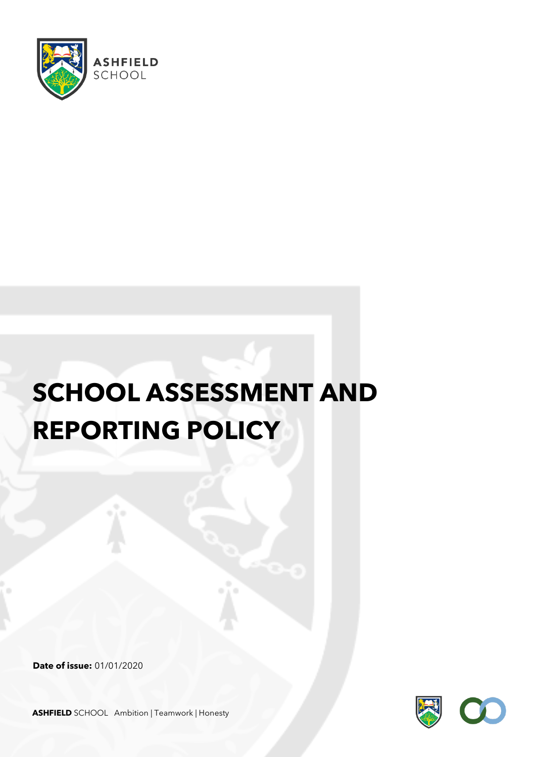ASHFIELD SCHOOL

# SCHOOL ASSESSMENT AND REPORTING POLICY

**Date of issue:** 01/01/2020

**ASHFIELD** SCHOOL Ambition | Teamwork | Honesty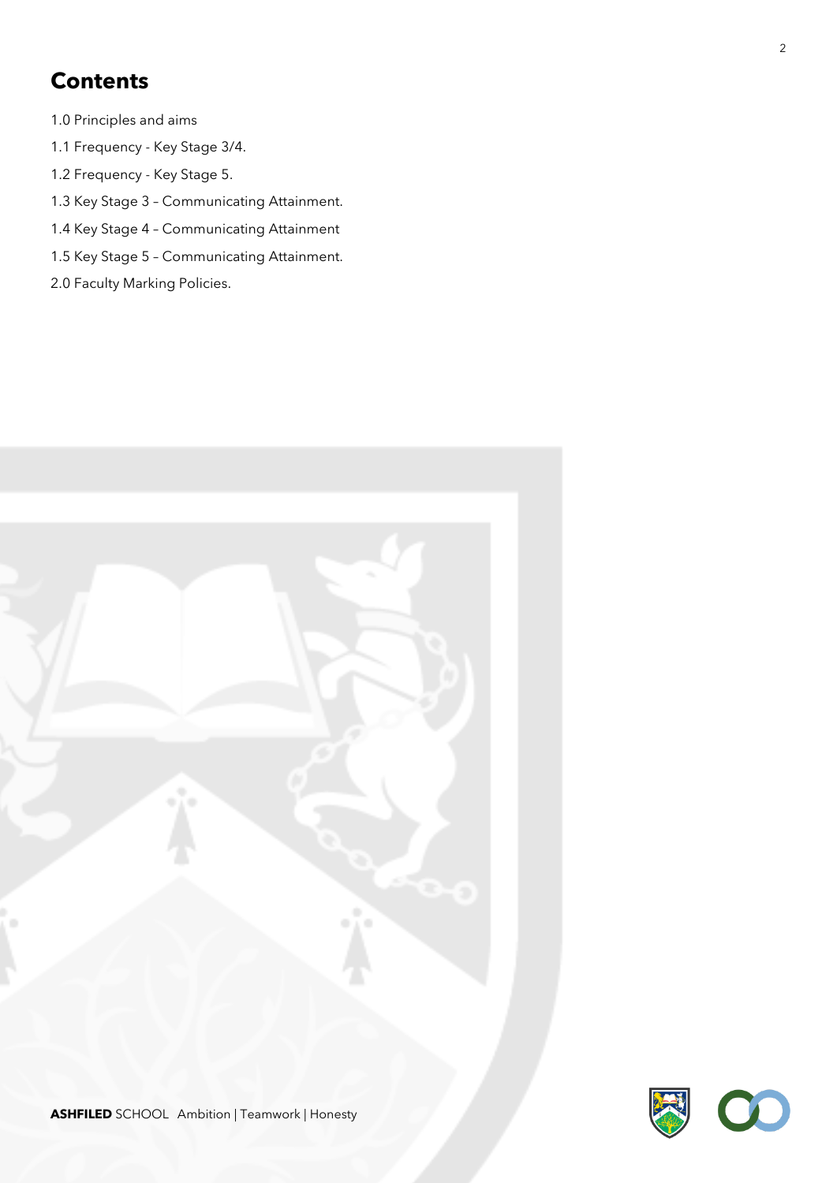## Contents

1.0 Principles and aims

1.1 Frequency - Key Stage 3/4.

1.2 Frequency - Key Stage 5.

1.3 Key Stage 3 – Communicating Attainment.

1.4 Key Stage 4 – Communicating Attainment

1.5 Key Stage 5 – Communicating Attainment.

2.0 Faculty Marking Policies.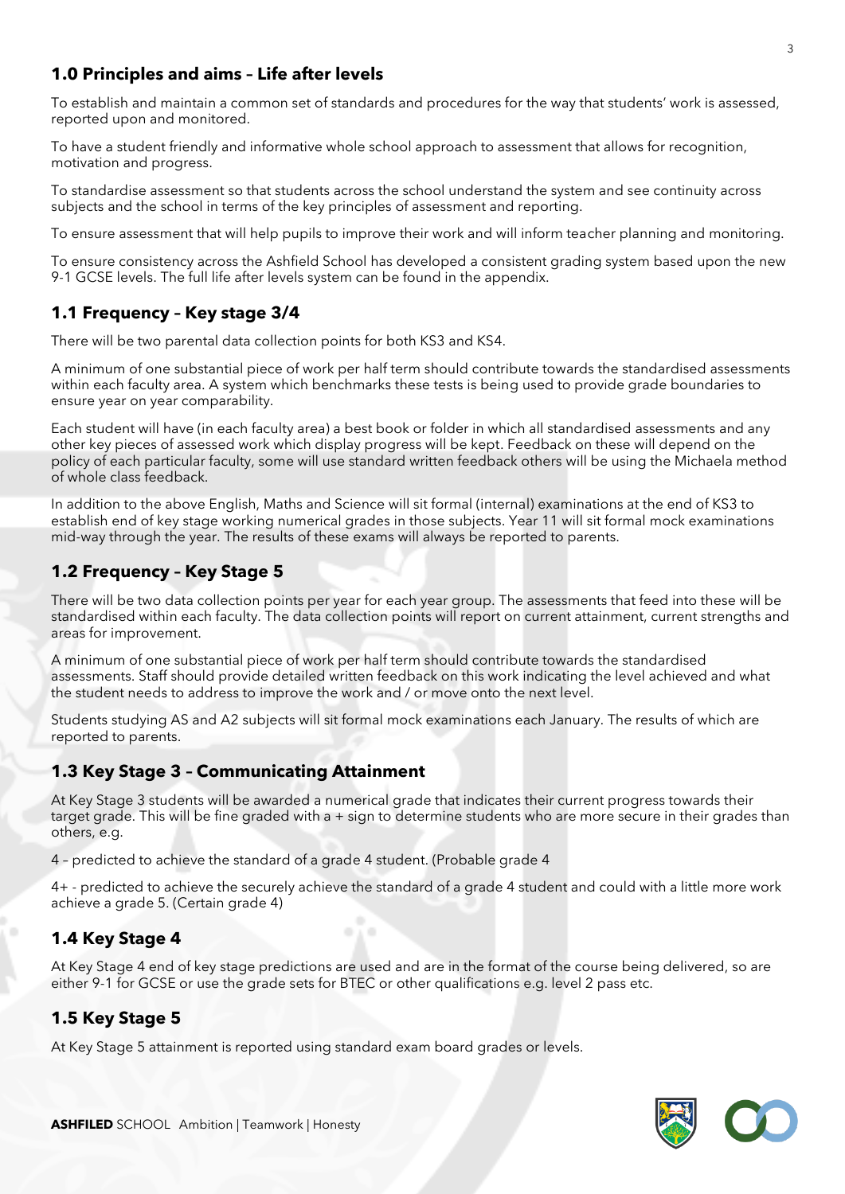## 1.0 Principles and aims – Life after levels

To establish and maintain a common set of standards and procedures for the way that students' work is assessed, reported upon and monitored.

To have a student friendly and informative whole school approach to assessment that allows for recognition, motivation and progress.

To standardise assessment so that students across the school understand the system and see continuity across subjects and the school in terms of the key principles of assessment and reporting.

To ensure assessment that will help pupils to improve their work and will inform teacher planning and monitoring.

To ensure consistency across the Ashfield School has developed a consistent grading system based upon the new 9-1 GCSE levels. The full life after levels system can be found in the appendix.

## 1.1 Frequency – Key stage 3/4

There will be two parental data collection points for both KS3 and KS4.

A minimum of one substantial piece of work per half term should contribute towards the standardised assessments within each faculty area. A system which benchmarks these tests is being used to provide grade boundaries to ensure year on year comparability.

Each student will have (in each faculty area) a best book or folder in which all standardised assessments and any other key pieces of assessed work which display progress will be kept. Feedback on these will depend on the policy of each particular faculty, some will use standard written feedback others will be using the Michaela method of whole class feedback.

In addition to the above English, Maths and Science will sit formal (internal) examinations at the end of KS3 to establish end of key stage working numerical grades in those subjects. Year 11 will sit formal mock examinations mid-way through the year. The results of these exams will always be reported to parents.

## 1.2 Frequency – Key Stage 5

There will be two data collection points per year for each year group. The assessments that feed into these will be standardised within each faculty. The data collection points will report on current attainment, current strengths and areas for improvement.

A minimum of one substantial piece of work per half term should contribute towards the standardised assessments. Staff should provide detailed written feedback on this work indicating the level achieved and what the student needs to address to improve the work and / or move onto the next level.

Students studying AS and A2 subjects will sit formal mock examinations each January. The results of which are reported to parents.

## 1.3 Key Stage 3 – Communicating Attainment

At Key Stage 3 students will be awarded a numerical grade that indicates their current progress towards their target grade. This will be fine graded with a + sign to determine students who are more secure in their grades than others, e.g.

4 – predicted to achieve the standard of a grade 4 student. (Probable grade 4

4+ - predicted to achieve the securely achieve the standard of a grade 4 student and could with a little more work achieve a grade 5. (Certain grade 4)

## 1.4 Key Stage 4

At Key Stage 4 end of key stage predictions are used and are in the format of the course being delivered, so are either 9-1 for GCSE or use the grade sets for BTEC or other qualifications e.g. level 2 pass etc.

## 1.5 Key Stage 5

At Key Stage 5 attainment is reported using standard exam board grades or levels.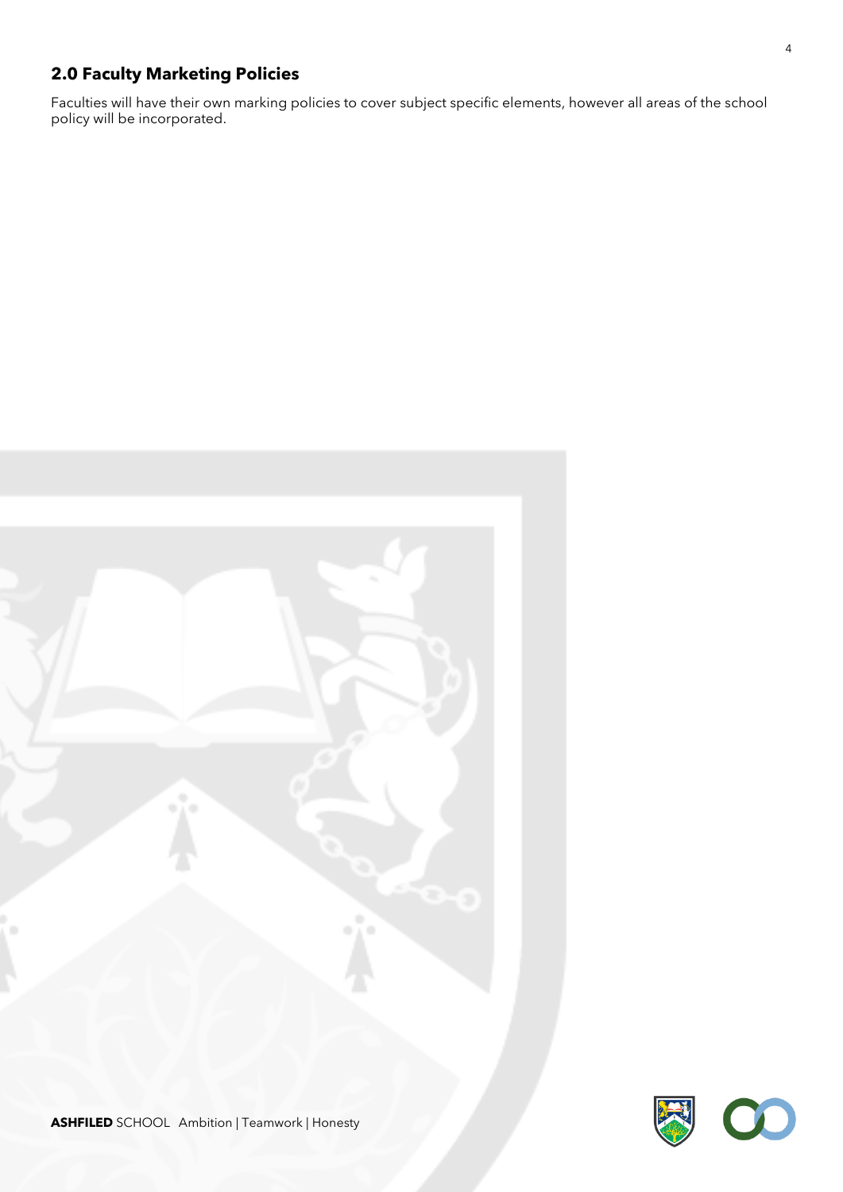## 2.0 Faculty Marketing Policies

Faculties will have their own marking policies to cover subject specific elements, however all areas of the school policy will be incorporated.